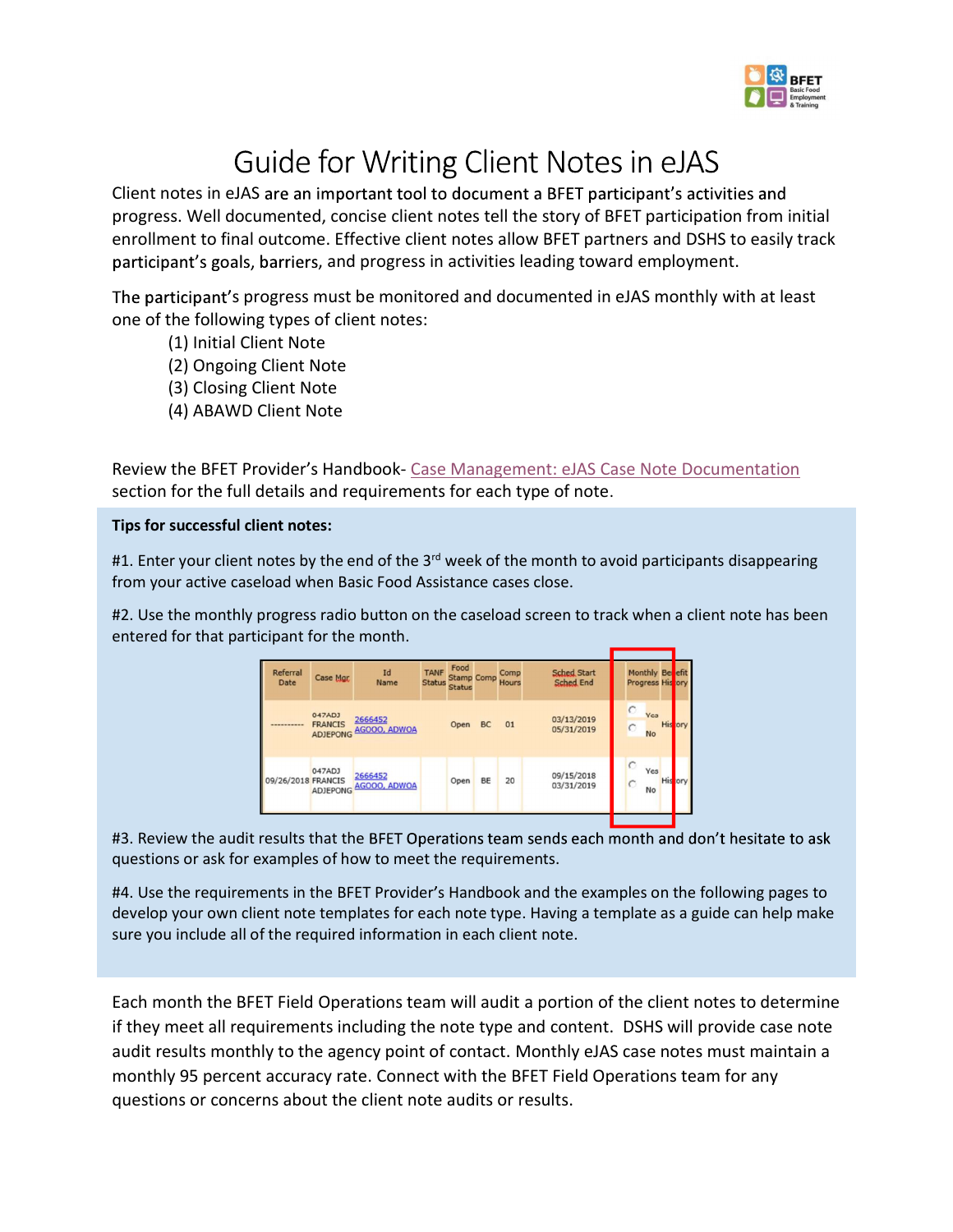# Guide for Writing Client Notes in eJAS

Client notes in eJAS are an important tool to document a BFET participant's activities and progress. Well documented, concise client notes tell the story of BFET participation from initial enrollment to final outcome. Effective client notes allow BFET partners and DSHS to easily track participant's goals, barriers, and progress in activities leading toward employment.

The participant's progress must be monitored and documented in eJAS monthly with at least one of the following types of client notes:

(1) Initial Client Note
(2) Ongoing Client Note
(3) Closing Client Note
(4) ABAWD Client Note

Review the BFET Provider's Handbook- Case Management: eJAS Case Note Documentation section for the full details and requirements for each type of note.

**Tips for successful client notes:**

#1. Enter your client notes by the end of the 3rd week of the month to avoid participants disappearing from your active caseload when Basic Food Assistance cases close.

#2. Use the monthly progress radio button on the caseload screen to track when a client note has been entered for that participant for the month.

| Referral Date | Case Mgr | Id Name | TANF Status | Food Stamp Status | Comp | Comp Hours | Sched Start Sched End | Monthly Progress | Benefit History |
|---|---|---|---|---|---|---|---|---|---|
| ---------- | 047ADJ FRANCIS ADJEPONG | 2666452 AGOOO, ADWOA | | Open | BC | 01 | 03/13/2019 05/31/2019 | Yes No | History |
| 09/26/2018 | 047ADJ FRANCIS ADJEPONG | 2666452 AGOOO, ADWOA | | Open | BE | 20 | 09/15/2018 03/31/2019 | Yes No | History |

#3. Review the audit results that the BFET Operations team sends each month and don't hesitate to ask questions or ask for examples of how to meet the requirements.

#4. Use the requirements in the BFET Provider's Handbook and the examples on the following pages to develop your own client note templates for each note type. Having a template as a guide can help make sure you include all of the required information in each client note.

Each month the BFET Field Operations team will audit a portion of the client notes to determine if they meet all requirements including the note type and content. DSHS will provide case note audit results monthly to the agency point of contact. Monthly eJAS case notes must maintain a monthly 95 percent accuracy rate. Connect with the BFET Field Operations team for any questions or concerns about the client note audits or results.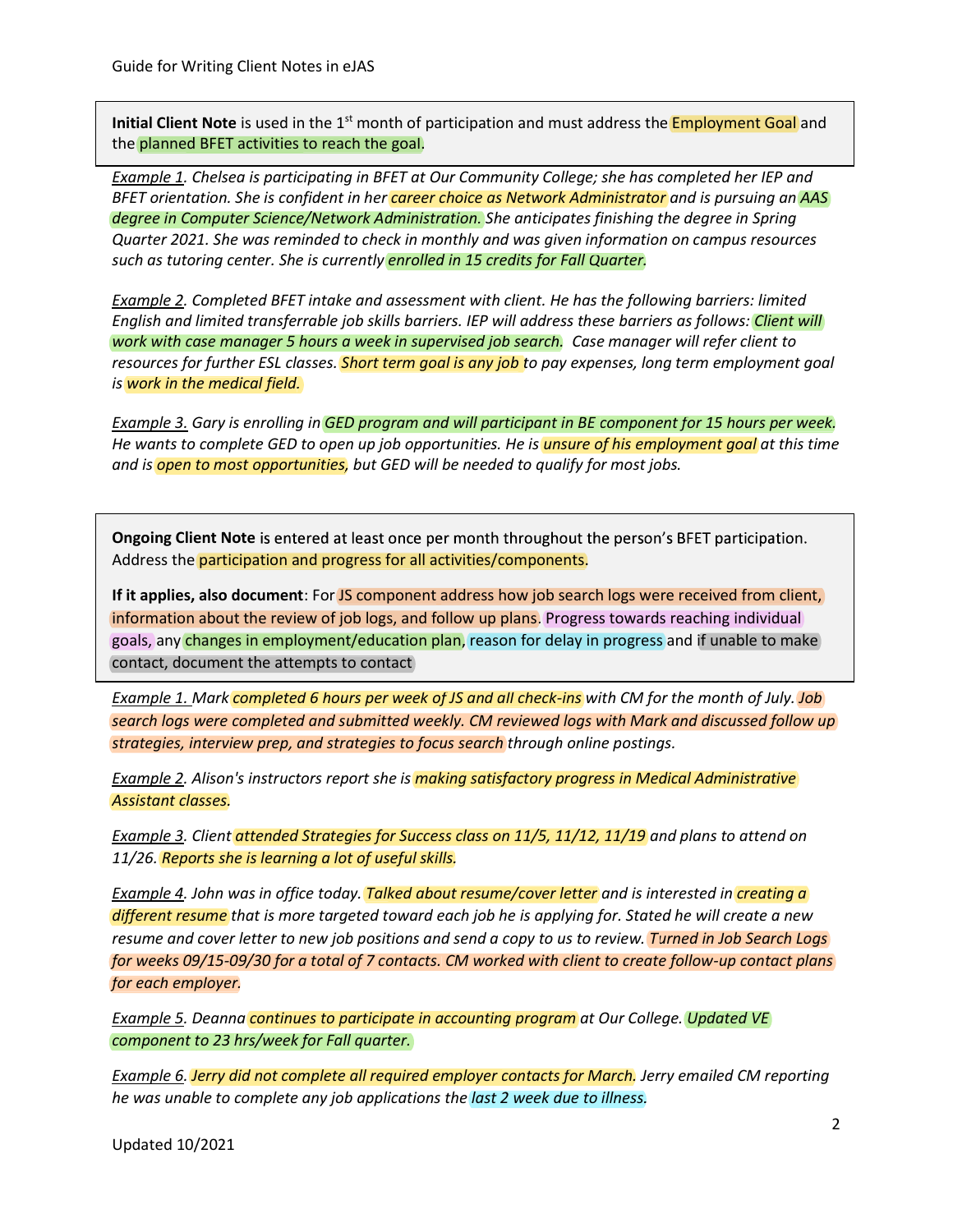Guide for Writing Client Notes in eJAS

**Initial Client Note** is used in the 1st month of participation and must address the Employment Goal and the planned BFET activities to reach the goal.

*Example 1. Chelsea is participating in BFET at Our Community College; she has completed her IEP and BFET orientation. She is confident in her career choice as Network Administrator and is pursuing an AAS degree in Computer Science/Network Administration. She anticipates finishing the degree in Spring Quarter 2021. She was reminded to check in monthly and was given information on campus resources such as tutoring center. She is currently enrolled in 15 credits for Fall Quarter.*

*Example 2. Completed BFET intake and assessment with client. He has the following barriers: limited English and limited transferrable job skills barriers. IEP will address these barriers as follows: Client will work with case manager 5 hours a week in supervised job search. Case manager will refer client to resources for further ESL classes. Short term goal is any job to pay expenses, long term employment goal is work in the medical field.*

*Example 3. Gary is enrolling in GED program and will participant in BE component for 15 hours per week. He wants to complete GED to open up job opportunities. He is unsure of his employment goal at this time and is open to most opportunities, but GED will be needed to qualify for most jobs.*

**Ongoing Client Note** is entered at least once per month throughout the person's BFET participation. Address the participation and progress for all activities/components.

**If it applies, also document**: For JS component address how job search logs were received from client, information about the review of job logs, and follow up plans. Progress towards reaching individual goals, any changes in employment/education plan, reason for delay in progress and if unable to make contact, document the attempts to contact

*Example 1. Mark completed 6 hours per week of JS and all check-ins with CM for the month of July. Job search logs were completed and submitted weekly. CM reviewed logs with Mark and discussed follow up strategies, interview prep, and strategies to focus search through online postings.*

*Example 2. Alison's instructors report she is making satisfactory progress in Medical Administrative Assistant classes.*

*Example 3. Client attended Strategies for Success class on 11/5, 11/12, 11/19 and plans to attend on 11/26. Reports she is learning a lot of useful skills.*

*Example 4. John was in office today. Talked about resume/cover letter and is interested in creating a different resume that is more targeted toward each job he is applying for. Stated he will create a new resume and cover letter to new job positions and send a copy to us to review. Turned in Job Search Logs for weeks 09/15-09/30 for a total of 7 contacts. CM worked with client to create follow-up contact plans for each employer.*

*Example 5. Deanna continues to participate in accounting program at Our College. Updated VE component to 23 hrs/week for Fall quarter.*

*Example 6. Jerry did not complete all required employer contacts for March. Jerry emailed CM reporting he was unable to complete any job applications the last 2 week due to illness.*

Updated 10/2021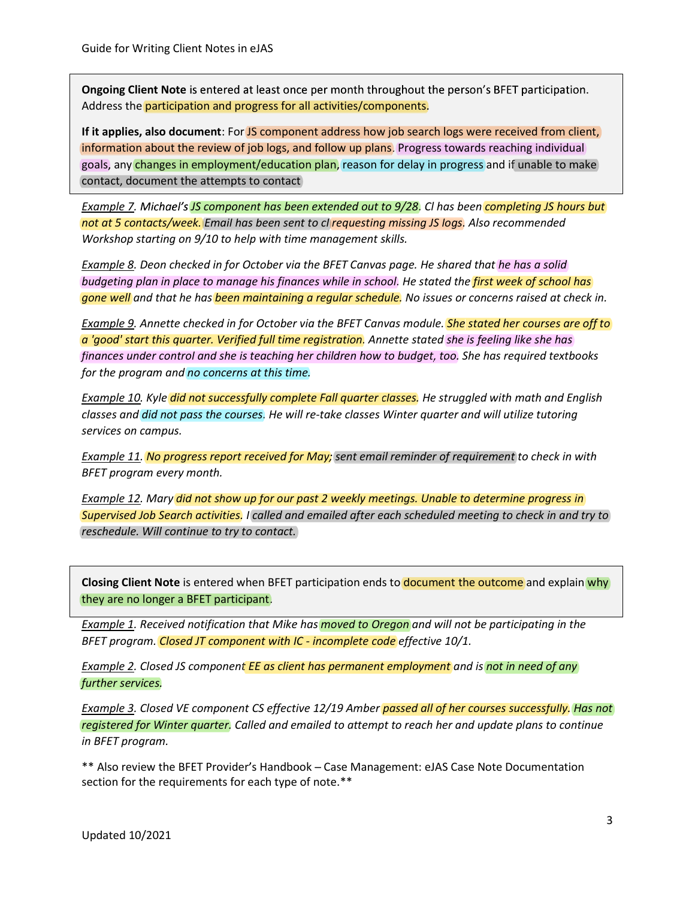**Ongoing Client Note** is entered at least once per month throughout the person's BFET participation. Address the participation and progress for all activities/components.

**If it applies, also document**: For JS component address how job search logs were received from client, information about the review of job logs, and follow up plans. Progress towards reaching individual goals, any changes in employment/education plan, reason for delay in progress and if unable to make contact, document the attempts to contact

*Example 7. Michael's JS component has been extended out to 9/28. Cl has been completing JS hours but not at 5 contacts/week. Email has been sent to cl requesting missing JS logs. Also recommended Workshop starting on 9/10 to help with time management skills.*

*Example 8. Deon checked in for October via the BFET Canvas page. He shared that he has a solid budgeting plan in place to manage his finances while in school. He stated the first week of school has gone well and that he has been maintaining a regular schedule. No issues or concerns raised at check in.*

*Example 9. Annette checked in for October via the BFET Canvas module. She stated her courses are off to a 'good' start this quarter. Verified full time registration. Annette stated she is feeling like she has finances under control and she is teaching her children how to budget, too. She has required textbooks for the program and no concerns at this time.*

*Example 10. Kyle did not successfully complete Fall quarter classes. He struggled with math and English classes and did not pass the courses. He will re-take classes Winter quarter and will utilize tutoring services on campus.*

*Example 11. No progress report received for May; sent email reminder of requirement to check in with BFET program every month.*

*Example 12. Mary did not show up for our past 2 weekly meetings. Unable to determine progress in Supervised Job Search activities. I called and emailed after each scheduled meeting to check in and try to reschedule. Will continue to try to contact.*

**Closing Client Note** is entered when BFET participation ends to document the outcome and explain why they are no longer a BFET participant.

*Example 1. Received notification that Mike has moved to Oregon and will not be participating in the BFET program. Closed JT component with IC - incomplete code effective 10/1.*

*Example 2. Closed JS component EE as client has permanent employment and is not in need of any further services.*

*Example 3. Closed VE component CS effective 12/19 Amber passed all of her courses successfully. Has not registered for Winter quarter. Called and emailed to attempt to reach her and update plans to continue in BFET program.*

** Also review the BFET Provider's Handbook – Case Management: eJAS Case Note Documentation section for the requirements for each type of note.**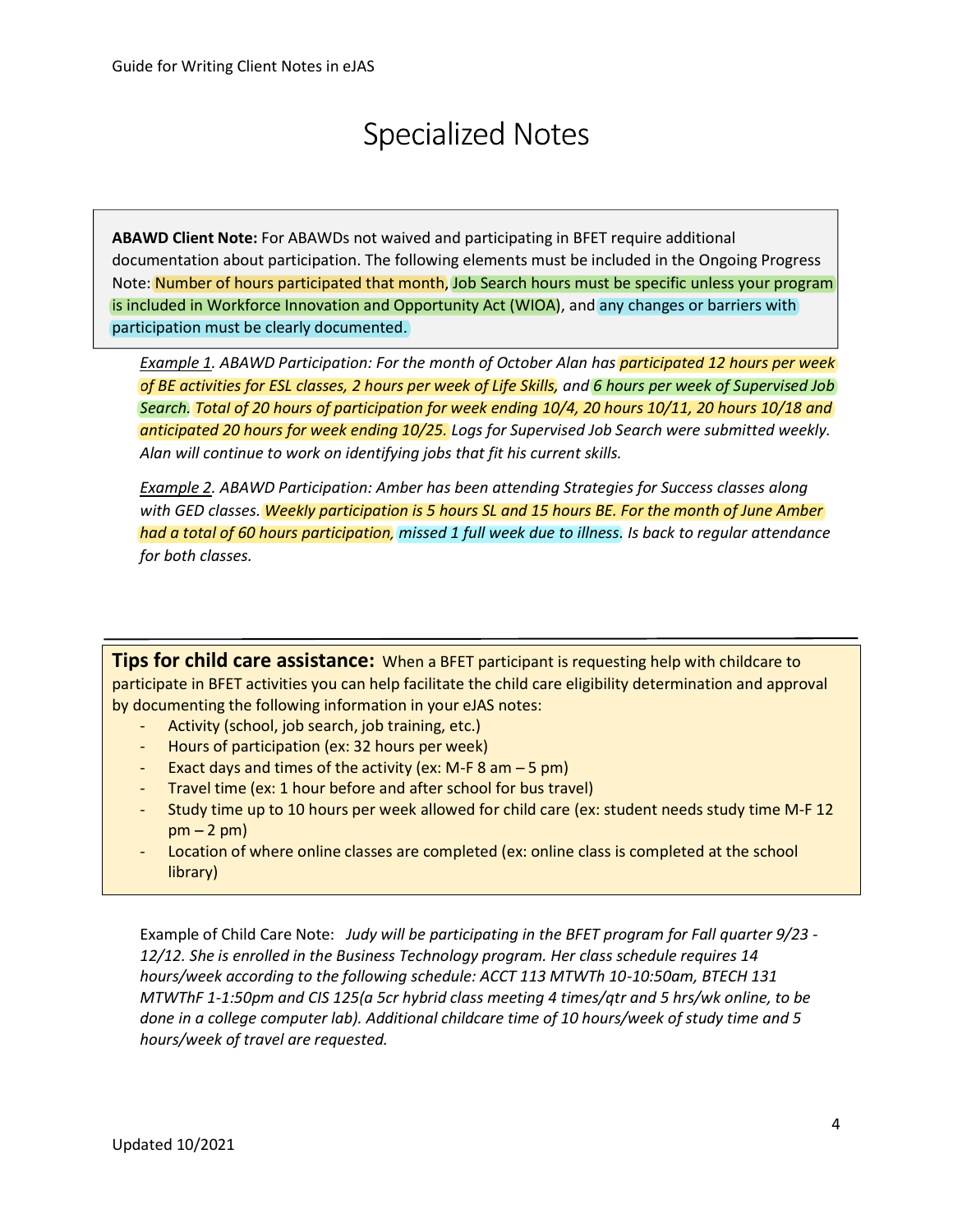# Specialized Notes

**ABAWD Client Note:** For ABAWDs not waived and participating in BFET require additional documentation about participation. The following elements must be included in the Ongoing Progress Note: Number of hours participated that month, Job Search hours must be specific unless your program is included in Workforce Innovation and Opportunity Act (WIOA), and any changes or barriers with participation must be clearly documented.

*Example 1. ABAWD Participation: For the month of October Alan has participated 12 hours per week of BE activities for ESL classes, 2 hours per week of Life Skills, and 6 hours per week of Supervised Job Search. Total of 20 hours of participation for week ending 10/4, 20 hours 10/11, 20 hours 10/18 and anticipated 20 hours for week ending 10/25. Logs for Supervised Job Search were submitted weekly. Alan will continue to work on identifying jobs that fit his current skills.*

*Example 2. ABAWD Participation: Amber has been attending Strategies for Success classes along with GED classes. Weekly participation is 5 hours SL and 15 hours BE. For the month of June Amber had a total of 60 hours participation, missed 1 full week due to illness. Is back to regular attendance for both classes.*

---

**Tips for child care assistance:** When a BFET participant is requesting help with childcare to participate in BFET activities you can help facilitate the child care eligibility determination and approval by documenting the following information in your eJAS notes:

- Activity (school, job search, job training, etc.)
- Hours of participation (ex: 32 hours per week)
- Exact days and times of the activity (ex: M-F 8 am – 5 pm)
- Travel time (ex: 1 hour before and after school for bus travel)
- Study time up to 10 hours per week allowed for child care (ex: student needs study time M-F 12 pm – 2 pm)
- Location of where online classes are completed (ex: online class is completed at the school library)

Example of Child Care Note: *Judy will be participating in the BFET program for Fall quarter 9/23 - 12/12. She is enrolled in the Business Technology program. Her class schedule requires 14 hours/week according to the following schedule: ACCT 113 MTWTh 10-10:50am, BTECH 131 MTWThF 1-1:50pm and CIS 125(a 5cr hybrid class meeting 4 times/qtr and 5 hrs/wk online, to be done in a college computer lab). Additional childcare time of 10 hours/week of study time and 5 hours/week of travel are requested.*